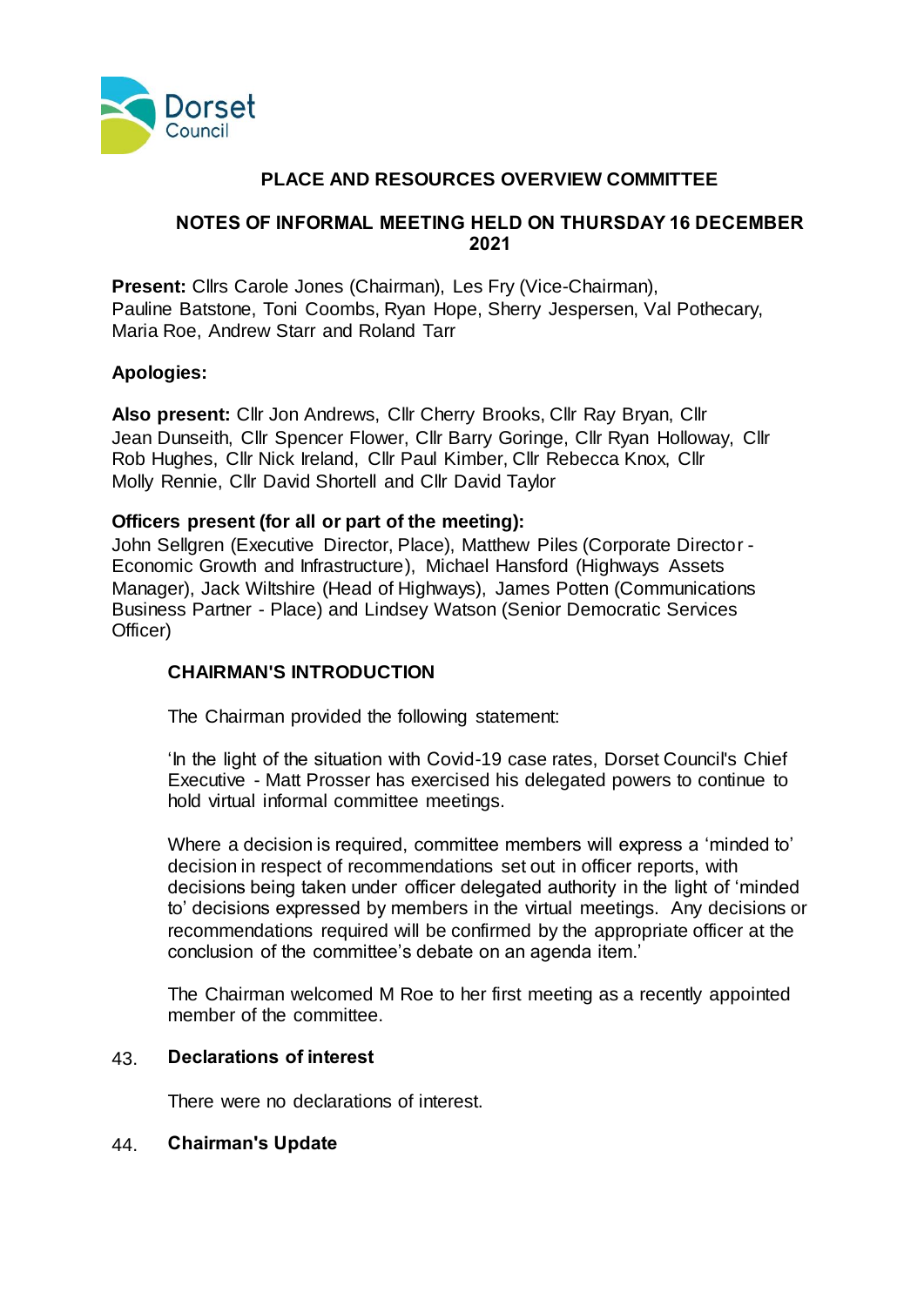Dorset Council

# PLACE AND RESOURCES OVERVIEW COMMITTEE

## NOTES OF INFORMAL MEETING HELD ON THURSDAY 16 DECEMBER 2021

**Present:** Cllrs Carole Jones (Chairman), Les Fry (Vice-Chairman), Pauline Batstone, Toni Coombs, Ryan Hope, Sherry Jespersen, Val Pothecary, Maria Roe, Andrew Starr and Roland Tarr

**Apologies:**

**Also present:** Cllr Jon Andrews, Cllr Cherry Brooks, Cllr Ray Bryan, Cllr Jean Dunseith, Cllr Spencer Flower, Cllr Barry Goringe, Cllr Ryan Holloway, Cllr Rob Hughes, Cllr Nick Ireland, Cllr Paul Kimber, Cllr Rebecca Knox, Cllr Molly Rennie, Cllr David Shortell and Cllr David Taylor

**Officers present (for all or part of the meeting):**
John Sellgren (Executive Director, Place), Matthew Piles (Corporate Director - Economic Growth and Infrastructure), Michael Hansford (Highways Assets Manager), Jack Wiltshire (Head of Highways), James Potten (Communications Business Partner - Place) and Lindsey Watson (Senior Democratic Services Officer)

### CHAIRMAN'S INTRODUCTION

The Chairman provided the following statement:

'In the light of the situation with Covid-19 case rates, Dorset Council's Chief Executive - Matt Prosser has exercised his delegated powers to continue to hold virtual informal committee meetings.

Where a decision is required, committee members will express a 'minded to' decision in respect of recommendations set out in officer reports, with decisions being taken under officer delegated authority in the light of 'minded to' decisions expressed by members in the virtual meetings. Any decisions or recommendations required will be confirmed by the appropriate officer at the conclusion of the committee's debate on an agenda item.'

The Chairman welcomed M Roe to her first meeting as a recently appointed member of the committee.

### 43. Declarations of interest

There were no declarations of interest.

### 44. Chairman's Update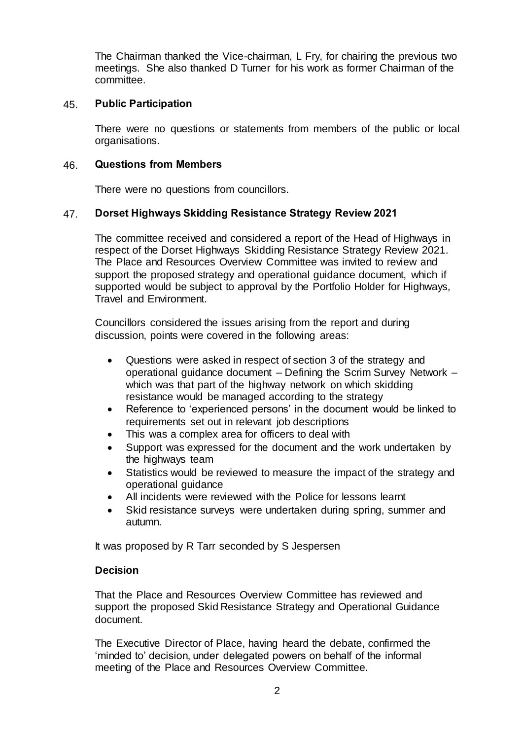The Chairman thanked the Vice-chairman, L Fry, for chairing the previous two meetings. She also thanked D Turner for his work as former Chairman of the committee.

## 45. Public Participation

There were no questions or statements from members of the public or local organisations.

## 46. Questions from Members

There were no questions from councillors.

## 47. Dorset Highways Skidding Resistance Strategy Review 2021

The committee received and considered a report of the Head of Highways in respect of the Dorset Highways Skidding Resistance Strategy Review 2021. The Place and Resources Overview Committee was invited to review and support the proposed strategy and operational guidance document, which if supported would be subject to approval by the Portfolio Holder for Highways, Travel and Environment.

Councillors considered the issues arising from the report and during discussion, points were covered in the following areas:

- Questions were asked in respect of section 3 of the strategy and operational guidance document – Defining the Scrim Survey Network – which was that part of the highway network on which skidding resistance would be managed according to the strategy
- Reference to 'experienced persons' in the document would be linked to requirements set out in relevant job descriptions
- This was a complex area for officers to deal with
- Support was expressed for the document and the work undertaken by the highways team
- Statistics would be reviewed to measure the impact of the strategy and operational guidance
- All incidents were reviewed with the Police for lessons learnt
- Skid resistance surveys were undertaken during spring, summer and autumn.

It was proposed by R Tarr seconded by S Jespersen

**Decision**

That the Place and Resources Overview Committee has reviewed and support the proposed Skid Resistance Strategy and Operational Guidance document.

The Executive Director of Place, having heard the debate, confirmed the 'minded to' decision, under delegated powers on behalf of the informal meeting of the Place and Resources Overview Committee.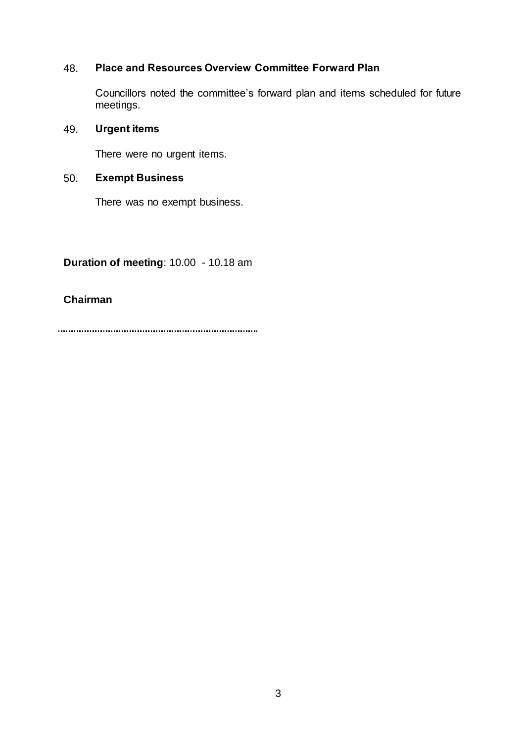### 48. Place and Resources Overview Committee Forward Plan

Councillors noted the committee's forward plan and items scheduled for future meetings.

### 49. Urgent items

There were no urgent items.

### 50. Exempt Business

There was no exempt business.

**Duration of meeting**: 10.00 - 10.18 am

**Chairman**

..........................................................................